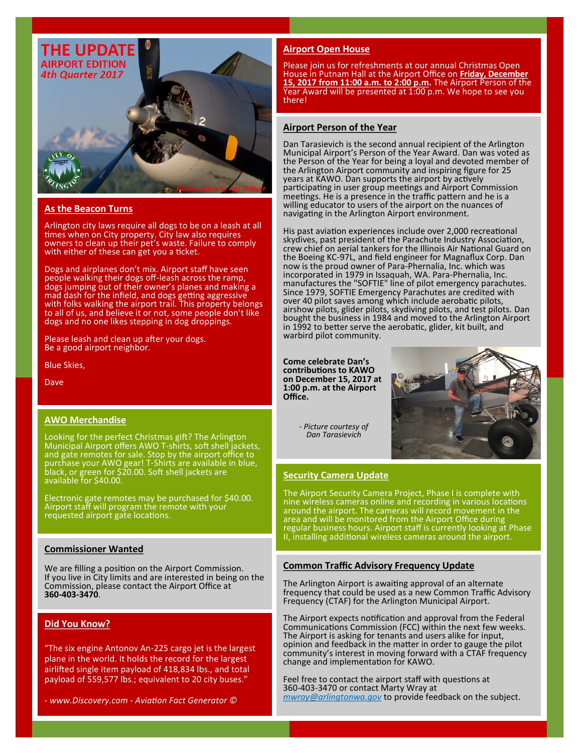# THE UPDATE

**AIRPORT EDITION**

*4th Quarter 2017*

*Picture taken by Jay Tolbert*

## As the Beacon Turns

Arlington city laws require all dogs to be on a leash at all times when on City property. City law also requires owners to clean up their pet's waste. Failure to comply with either of these can get you a ticket.

Dogs and airplanes don't mix. Airport staff have seen people walking their dogs off-leash across the ramp, dogs jumping out of their owner's planes and making a mad dash for the infield, and dogs getting aggressive with folks walking the airport trail. This property belongs to all of us, and believe it or not, some people don't like dogs and no one likes stepping in dog droppings.

Please leash and clean up after your dogs.
Be a good airport neighbor.

Blue Skies,

Dave

## AWO Merchandise

Looking for the perfect Christmas gift? The Arlington Municipal Airport offers AWO T-shirts, soft shell jackets, and gate remotes for sale. Stop by the airport office to purchase your AWO gear! T-Shirts are available in blue, black, or green for $20.00. Soft shell jackets are available for $40.00.

Electronic gate remotes may be purchased for $40.00. Airport staff will program the remote with your requested airport gate locations.

## Commissioner Wanted

We are filling a position on the Airport Commission. If you live in City limits and are interested in being on the Commission, please contact the Airport Office at **360-403-3470**.

## Did You Know?

"The six engine Antonov An-225 cargo jet is the largest plane in the world. It holds the record for the largest airlifted single item payload of 418,834 lbs., and total payload of 559,577 lbs.; equivalent to 20 city buses."

*- www.Discovery.com - Aviation Fact Generator ©*

## Airport Open House

Please join us for refreshments at our annual Christmas Open House in Putnam Hall at the Airport Office on **Friday, December 15, 2017 from 11:00 a.m. to 2:00 p.m.** The Airport Person of the Year Award will be presented at 1:00 p.m. We hope to see you there!

## Airport Person of the Year

Dan Tarasievich is the second annual recipient of the Arlington Municipal Airport's Person of the Year Award. Dan was voted as the Person of the Year for being a loyal and devoted member of the Arlington Airport community and inspiring figure for 25 years at KAWO. Dan supports the airport by actively participating in user group meetings and Airport Commission meetings. He is a presence in the traffic pattern and he is a willing educator to users of the airport on the nuances of navigating in the Arlington Airport environment.

His past aviation experiences include over 2,000 recreational skydives, past president of the Parachute Industry Association, crew chief on aerial tankers for the Illinois Air National Guard on the Boeing KC-97L, and field engineer for Magnaflux Corp. Dan now is the proud owner of Para-Phernalia, Inc. which was incorporated in 1979 in Issaquah, WA. Para-Phernalia, Inc. manufactures the "SOFTIE" line of pilot emergency parachutes. Since 1979, SOFTIE Emergency Parachutes are credited with over 40 pilot saves among which include aerobatic pilots, airshow pilots, glider pilots, skydiving pilots, and test pilots. Dan bought the business in 1984 and moved to the Arlington Airport in 1992 to better serve the aerobatic, glider, kit built, and warbird pilot community.

**Come celebrate Dan's contributions to KAWO on December 15, 2017 at 1:00 p.m. at the Airport Office.**

*- Picture courtesy of Dan Tarasievich*

## Security Camera Update

The Airport Security Camera Project, Phase I is complete with nine wireless cameras online and recording in various locations around the airport. The cameras will record movement in the area and will be monitored from the Airport Office during regular business hours. Airport staff is currently looking at Phase II, installing additional wireless cameras around the airport.

## Common Traffic Advisory Frequency Update

The Arlington Airport is awaiting approval of an alternate frequency that could be used as a new Common Traffic Advisory Frequency (CTAF) for the Arlington Municipal Airport.

The Airport expects notification and approval from the Federal Communications Commission (FCC) within the next few weeks. The Airport is asking for tenants and users alike for input, opinion and feedback in the matter in order to gauge the pilot community's interest in moving forward with a CTAF frequency change and implementation for KAWO.

Feel free to contact the airport staff with questions at 360-403-3470 or contact Marty Wray at mwray@arlingtonwa.gov to provide feedback on the subject.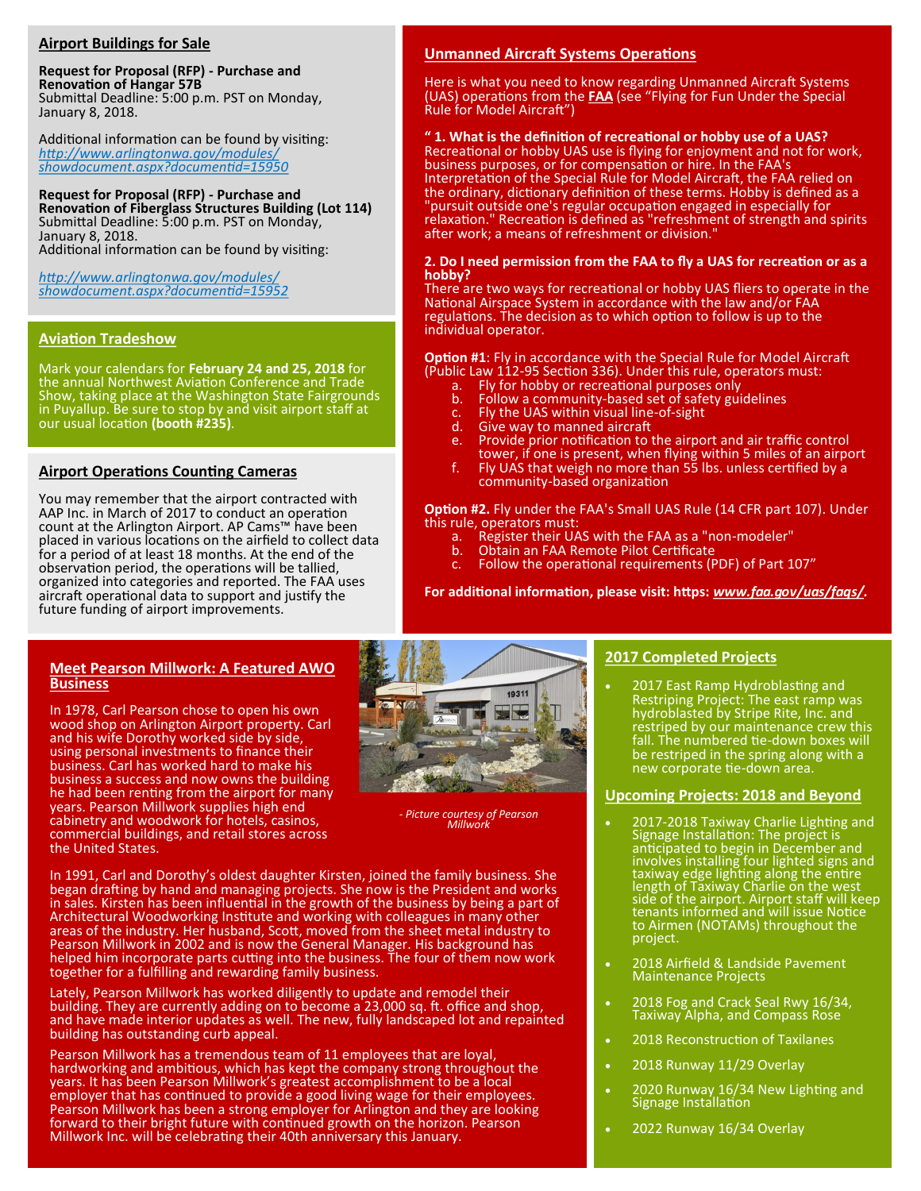## Airport Buildings for Sale

**Request for Proposal (RFP) - Purchase and Renovation of Hangar 57B**
Submittal Deadline: 5:00 p.m. PST on Monday, January 8, 2018.

Additional information can be found by visiting: *http://www.arlingtonwa.gov/modules/showdocument.aspx?documentid=15950*

**Request for Proposal (RFP) - Purchase and Renovation of Fiberglass Structures Building (Lot 114)**
Submittal Deadline: 5:00 p.m. PST on Monday, January 8, 2018.
Additional information can be found by visiting:

*http://www.arlingtonwa.gov/modules/showdocument.aspx?documentid=15952*

## Aviation Tradeshow

Mark your calendars for **February 24 and 25, 2018** for the annual Northwest Aviation Conference and Trade Show, taking place at the Washington State Fairgrounds in Puyallup. Be sure to stop by and visit airport staff at our usual location **(booth #235)**.

## Airport Operations Counting Cameras

You may remember that the airport contracted with AAP Inc. in March of 2017 to conduct an operation count at the Arlington Airport. AP Cams™ have been placed in various locations on the airfield to collect data for a period of at least 18 months. At the end of the observation period, the operations will be tallied, organized into categories and reported. The FAA uses aircraft operational data to support and justify the future funding of airport improvements.

## Unmanned Aircraft Systems Operations

Here is what you need to know regarding Unmanned Aircraft Systems (UAS) operations from the **FAA** (see "Flying for Fun Under the Special Rule for Model Aircraft")

**" 1. What is the definition of recreational or hobby use of a UAS?**
Recreational or hobby UAS use is flying for enjoyment and not for work, business purposes, or for compensation or hire. In the FAA's Interpretation of the Special Rule for Model Aircraft, the FAA relied on the ordinary, dictionary definition of these terms. Hobby is defined as a "pursuit outside one's regular occupation engaged in especially for relaxation." Recreation is defined as "refreshment of strength and spirits after work; a means of refreshment or division."

**2. Do I need permission from the FAA to fly a UAS for recreation or as a hobby?**
There are two ways for recreational or hobby UAS fliers to operate in the National Airspace System in accordance with the law and/or FAA regulations. The decision as to which option to follow is up to the individual operator.

**Option #1**: Fly in accordance with the Special Rule for Model Aircraft (Public Law 112-95 Section 336). Under this rule, operators must:

a. Fly for hobby or recreational purposes only
b. Follow a community-based set of safety guidelines
c. Fly the UAS within visual line-of-sight
d. Give way to manned aircraft
e. Provide prior notification to the airport and air traffic control tower, if one is present, when flying within 5 miles of an airport
f. Fly UAS that weigh no more than 55 lbs. unless certified by a community-based organization

**Option #2.** Fly under the FAA's Small UAS Rule (14 CFR part 107). Under this rule, operators must:

a. Register their UAS with the FAA as a "non-modeler"
b. Obtain an FAA Remote Pilot Certificate
c. Follow the operational requirements (PDF) of Part 107"

**For additional information, please visit: https: *www.faa.gov/uas/faqs/*.**

## Meet Pearson Millwork: A Featured AWO Business

In 1978, Carl Pearson chose to open his own wood shop on Arlington Airport property. Carl and his wife Dorothy worked side by side, using personal investments to finance their business. Carl has worked hard to make his business a success and now owns the building he had been renting from the airport for many years. Pearson Millwork supplies high end cabinetry and woodwork for hotels, casinos, commercial buildings, and retail stores across the United States.

*- Picture courtesy of Pearson Millwork*

In 1991, Carl and Dorothy's oldest daughter Kirsten, joined the family business. She began drafting by hand and managing projects. She now is the President and works in sales. Kirsten has been influential in the growth of the business by being a part of Architectural Woodworking Institute and working with colleagues in many other areas of the industry. Her husband, Scott, moved from the sheet metal industry to Pearson Millwork in 2002 and is now the General Manager. His background has helped him incorporate parts cutting into the business. The four of them now work together for a fulfilling and rewarding family business.

Lately, Pearson Millwork has worked diligently to update and remodel their building. They are currently adding on to become a 23,000 sq. ft. office and shop, and have made interior updates as well. The new, fully landscaped lot and repainted building has outstanding curb appeal.

Pearson Millwork has a tremendous team of 11 employees that are loyal, hardworking and ambitious, which has kept the company strong throughout the years. It has been Pearson Millwork's greatest accomplishment to be a local employer that has continued to provide a good living wage for their employees. Pearson Millwork has been a strong employer for Arlington and they are looking forward to their bright future with continued growth on the horizon. Pearson Millwork Inc. will be celebrating their 40th anniversary this January.

## 2017 Completed Projects

- 2017 East Ramp Hydroblasting and Restriping Project: The east ramp was hydroblasted by Stripe Rite, Inc. and restriped by our maintenance crew this fall. The numbered tie-down boxes will be restriped in the spring along with a new corporate tie-down area.

## Upcoming Projects: 2018 and Beyond

- 2017-2018 Taxiway Charlie Lighting and Signage Installation: The project is anticipated to begin in December and involves installing four lighted signs and taxiway edge lighting along the entire length of Taxiway Charlie on the west side of the airport. Airport staff will keep tenants informed and will issue Notice to Airmen (NOTAMs) throughout the project.
- 2018 Airfield & Landside Pavement Maintenance Projects
- 2018 Fog and Crack Seal Rwy 16/34, Taxiway Alpha, and Compass Rose
- 2018 Reconstruction of Taxilanes
- 2018 Runway 11/29 Overlay
- 2020 Runway 16/34 New Lighting and Signage Installation
- 2022 Runway 16/34 Overlay